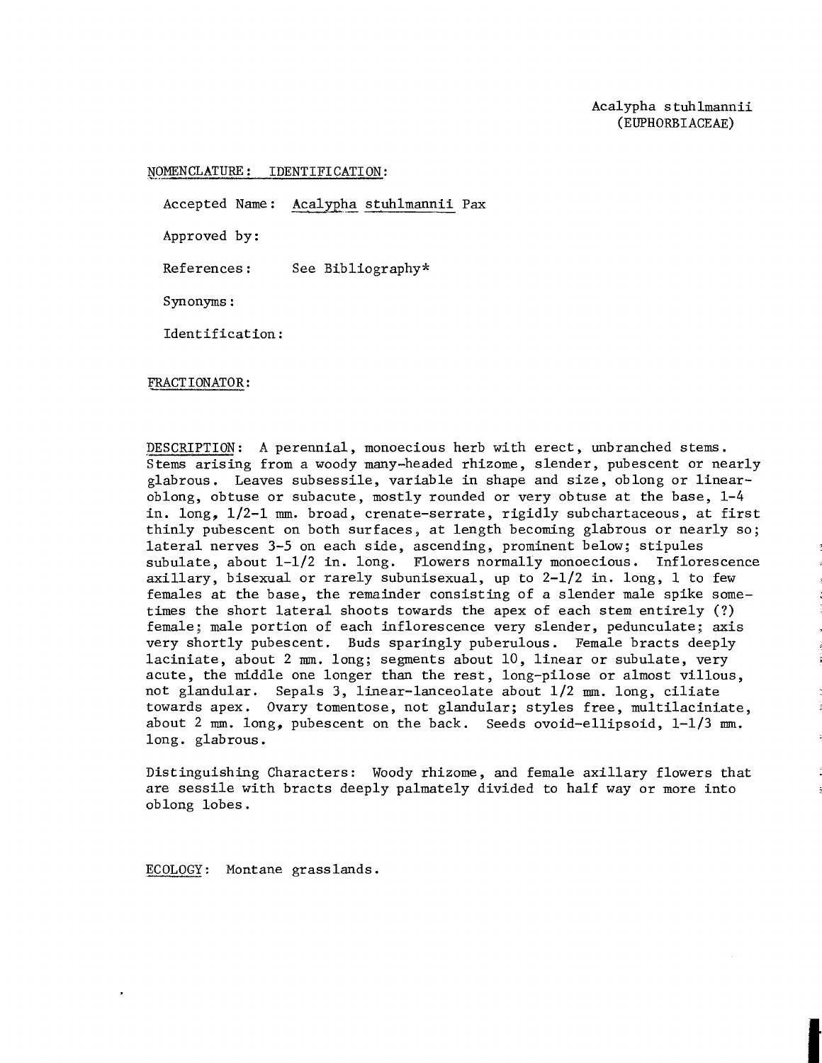Acalypha stuhlmannii
(EUPHORBIACEAE)

NOMENCLATURE: IDENTIFICATION:

Accepted Name: Acalypha stuhlmannii Pax

Approved by:

References: See Bibliography*

Synonyms:

Identification:

FRACTIONATOR:

DESCRIPTION: A perennial, monoecious herb with erect, unbranched stems. Stems arising from a woody many-headed rhizome, slender, pubescent or nearly glabrous. Leaves subsessile, variable in shape and size, oblong or linear-oblong, obtuse or subacute, mostly rounded or very obtuse at the base, 1-4 in. long, 1/2-1 mm. broad, crenate-serrate, rigidly subchartaceous, at first thinly pubescent on both surfaces, at length becoming glabrous or nearly so; lateral nerves 3-5 on each side, ascending, prominent below; stipules subulate, about 1-1/2 in. long. Flowers normally monoecious. Inflorescence axillary, bisexual or rarely subunisexual, up to 2-1/2 in. long, 1 to few females at the base, the remainder consisting of a slender male spike sometimes the short lateral shoots towards the apex of each stem entirely (?) female; male portion of each inflorescence very slender, pedunculate; axis very shortly pubescent. Buds sparingly puberulous. Female bracts deeply laciniate, about 2 mm. long; segments about 10, linear or subulate, very acute, the middle one longer than the rest, long-pilose or almost villous, not glandular. Sepals 3, linear-lanceolate about 1/2 mm. long, ciliate towards apex. Ovary tomentose, not glandular; styles free, multilaciniate, about 2 mm. long, pubescent on the back. Seeds ovoid-ellipsoid, 1-1/3 mm. long. glabrous.

Distinguishing Characters: Woody rhizome, and female axillary flowers that are sessile with bracts deeply palmately divided to half way or more into oblong lobes.

ECOLOGY: Montane grasslands.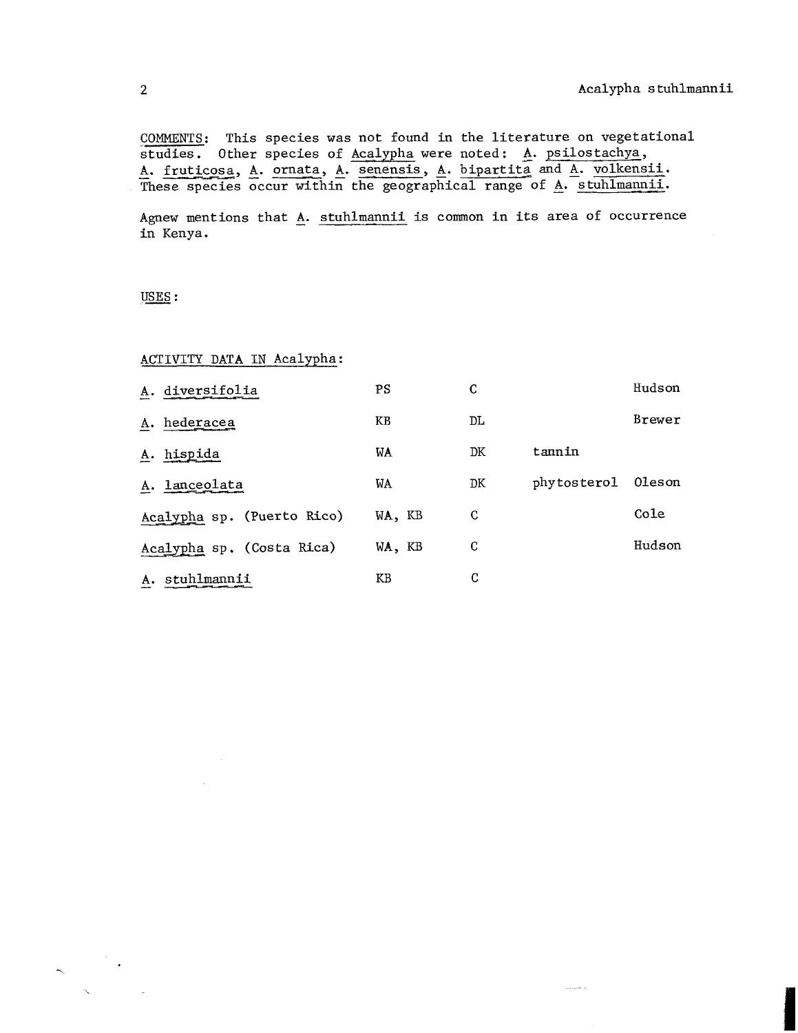COMMENTS: This species was not found in the literature on vegetational studies. Other species of *Acalypha* were noted: *A. psilostachya*, *A. fruticosa*, *A. ornata*, *A. senensis*, *A. bipartita* and *A. volkensii*. These species occur within the geographical range of *A. stuhlmannii*.

Agnew mentions that *A. stuhlmannii* is common in its area of occurrence in Kenya.

USES:

ACTIVITY DATA IN *Acalypha*:

| | | | | |
|---|---|---|---|---|
| *A. diversifolia* | PS | C | | Hudson |
| *A. hederacea* | KB | DL | | Brewer |
| *A. hispida* | WA | DK | tannin | |
| *A. lanceolata* | WA | DK | phytosterol | Oleson |
| *Acalypha* sp. (Puerto Rico) | WA, KB | C | | Cole |
| *Acalypha* sp. (Costa Rica) | WA, KB | C | | Hudson |
| *A. stuhlmannii* | KB | C | | |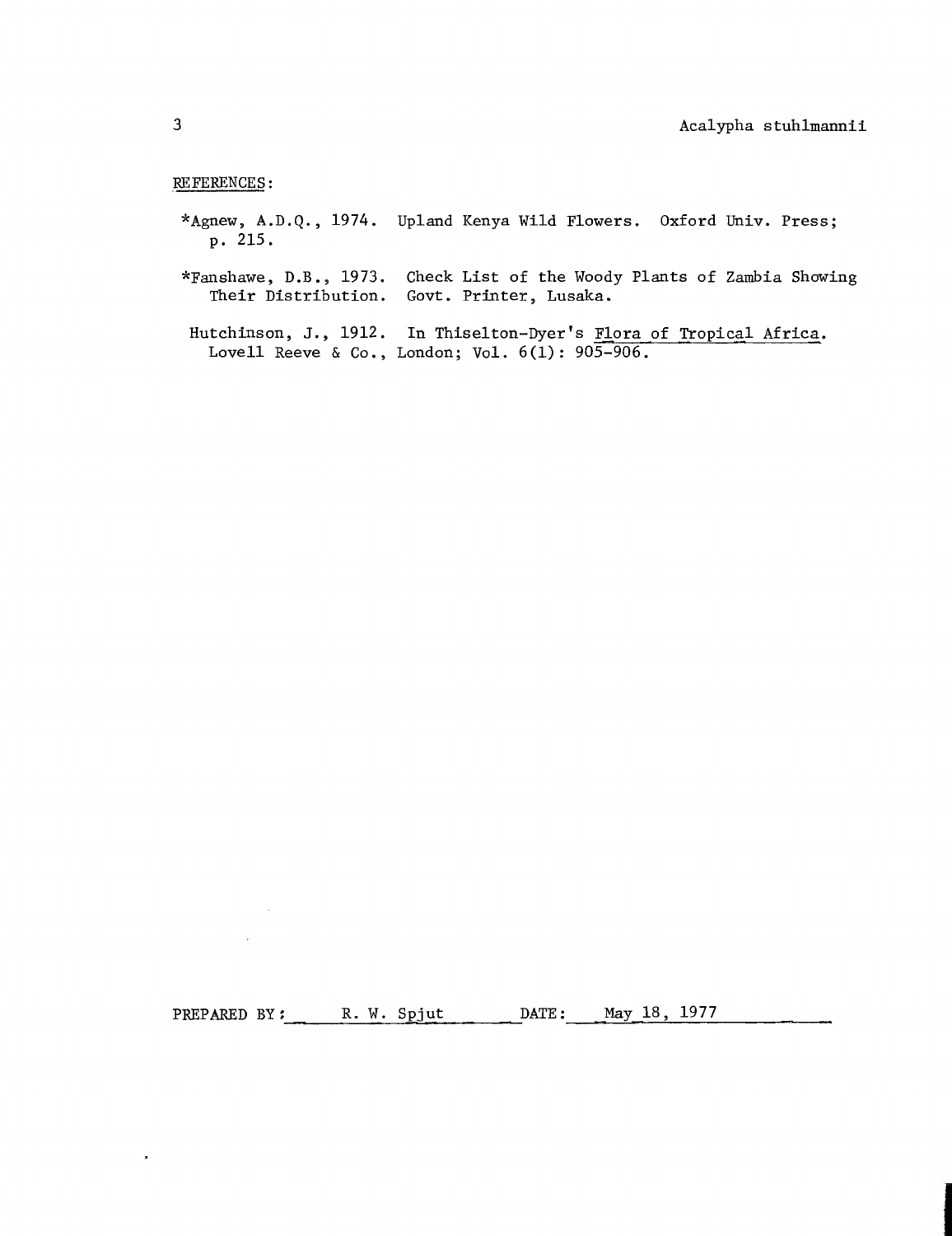REFERENCES:

*Agnew, A.D.Q., 1974. Upland Kenya Wild Flowers. Oxford Univ. Press; p. 215.

*Fanshawe, D.B., 1973. Check List of the Woody Plants of Zambia Showing Their Distribution. Govt. Printer, Lusaka.

Hutchinson, J., 1912. In Thiselton-Dyer's Flora of Tropical Africa. Lovell Reeve & Co., London; Vol. 6(1): 905-906.

PREPARED BY: R. W. Spjut DATE: May 18, 1977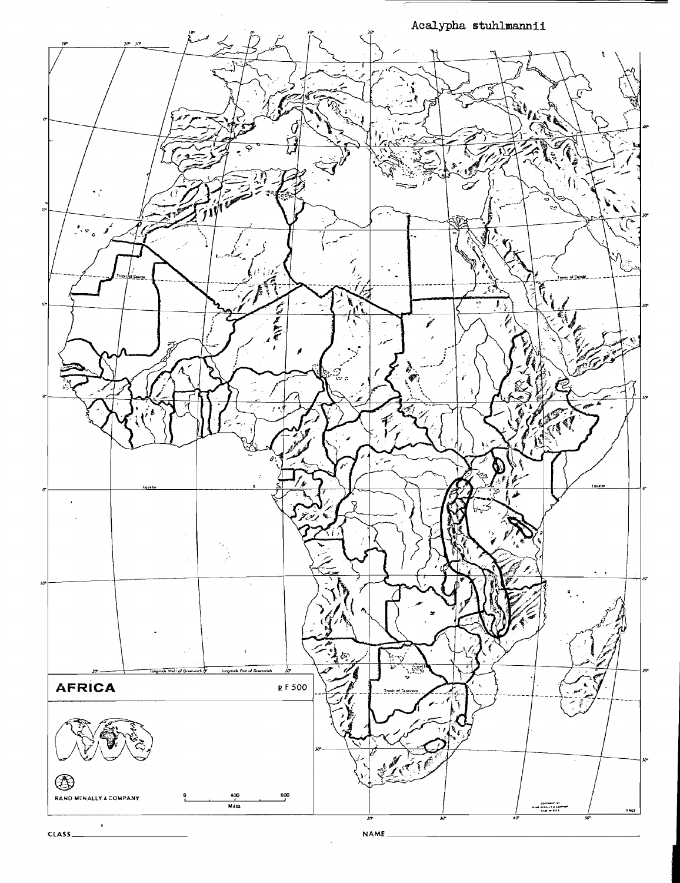Acalypha stuhlmannii

AFRICA

R F 500

RAND McNALLY & COMPANY

0 400 800

Miles

Tropic of Cancer

Equator

Tropic of Capricorn

Longitude West of Greenwich 0° Longitude East of Greenwich

CLASS

NAME